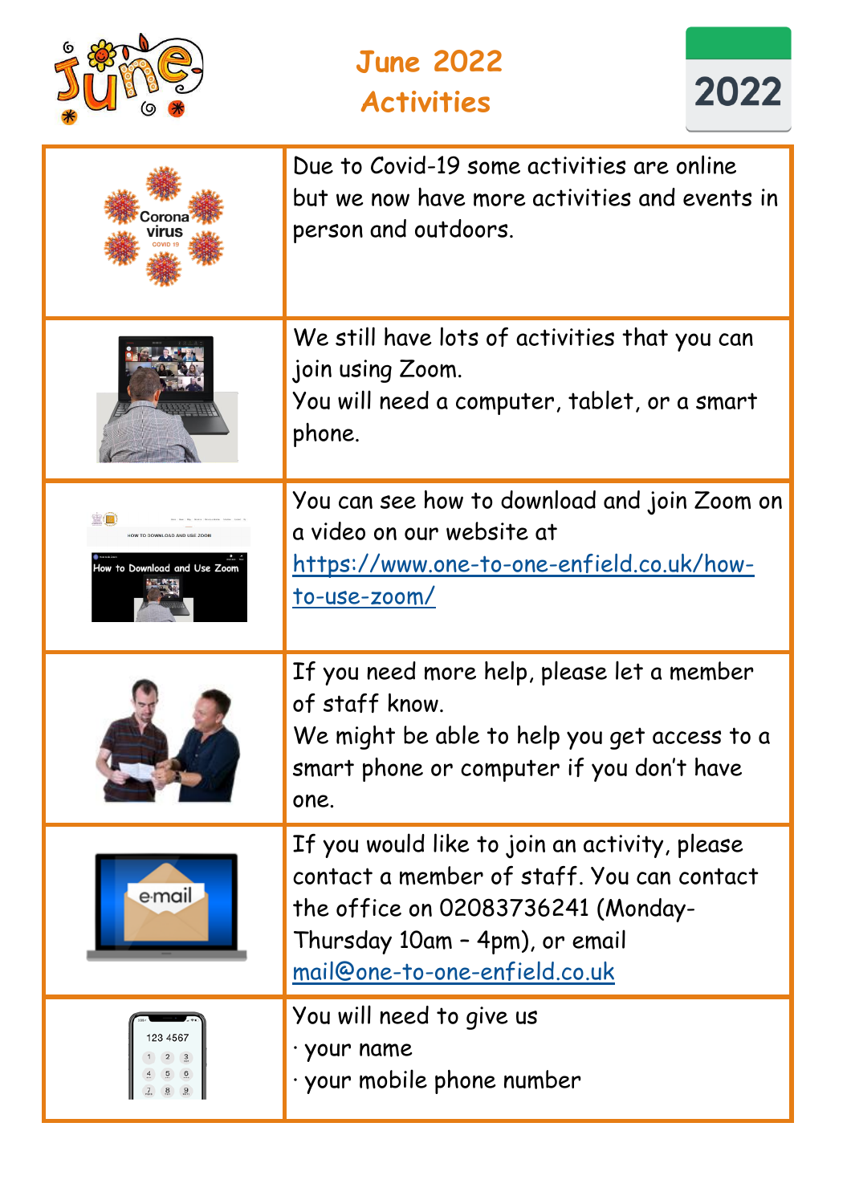# June 2022 Activities

Due to Covid-19 some activities are online but we now have more activities and events in person and outdoors.

We still have lots of activities that you can join using Zoom.
You will need a computer, tablet, or a smart phone.

You can see how to download and join Zoom on a video on our website at https://www.one-to-one-enfield.co.uk/how-to-use-zoom/

If you need more help, please let a member of staff know.
We might be able to help you get access to a smart phone or computer if you don't have one.

If you would like to join an activity, please contact a member of staff. You can contact the office on 02083736241 (Monday-Thursday 10am – 4pm), or email mail@one-to-one-enfield.co.uk

You will need to give us
· your name
· your mobile phone number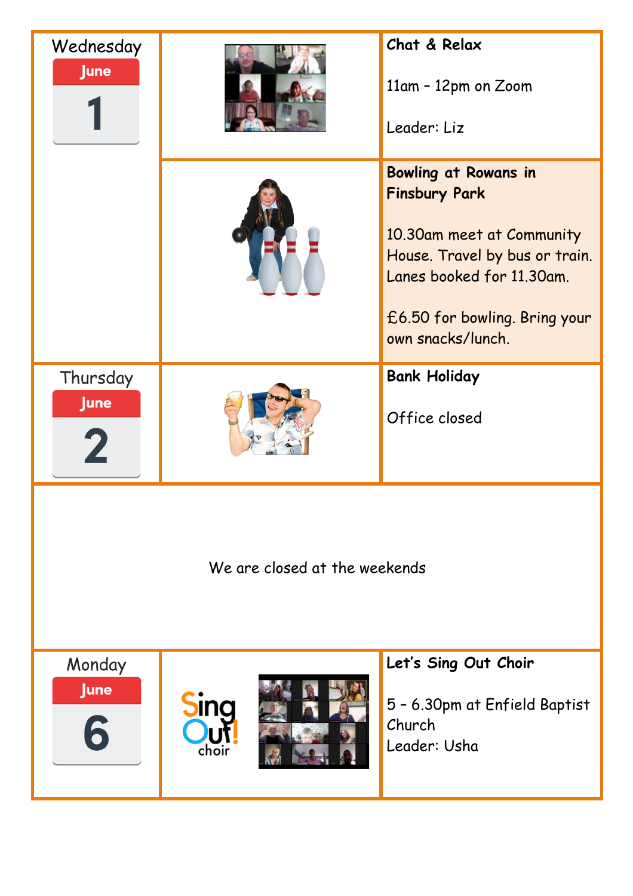| Day | | Activity |
|---|---|---|
| Wednesday June 1 | | **Chat & Relax**<br><br>11am – 12pm on Zoom<br><br>Leader: Liz |
| | | **Bowling at Rowans in Finsbury Park**<br><br>10.30am meet at Community House. Travel by bus or train. Lanes booked for 11.30am.<br><br>£6.50 for bowling. Bring your own snacks/lunch. |
| Thursday June 2 | | **Bank Holiday**<br><br>Office closed |

We are closed at the weekends

| Day | | Activity |
|---|---|---|
| Monday June 6 | Sing Out! choir | **Let's Sing Out Choir**<br><br>5 – 6.30pm at Enfield Baptist Church<br>Leader: Usha |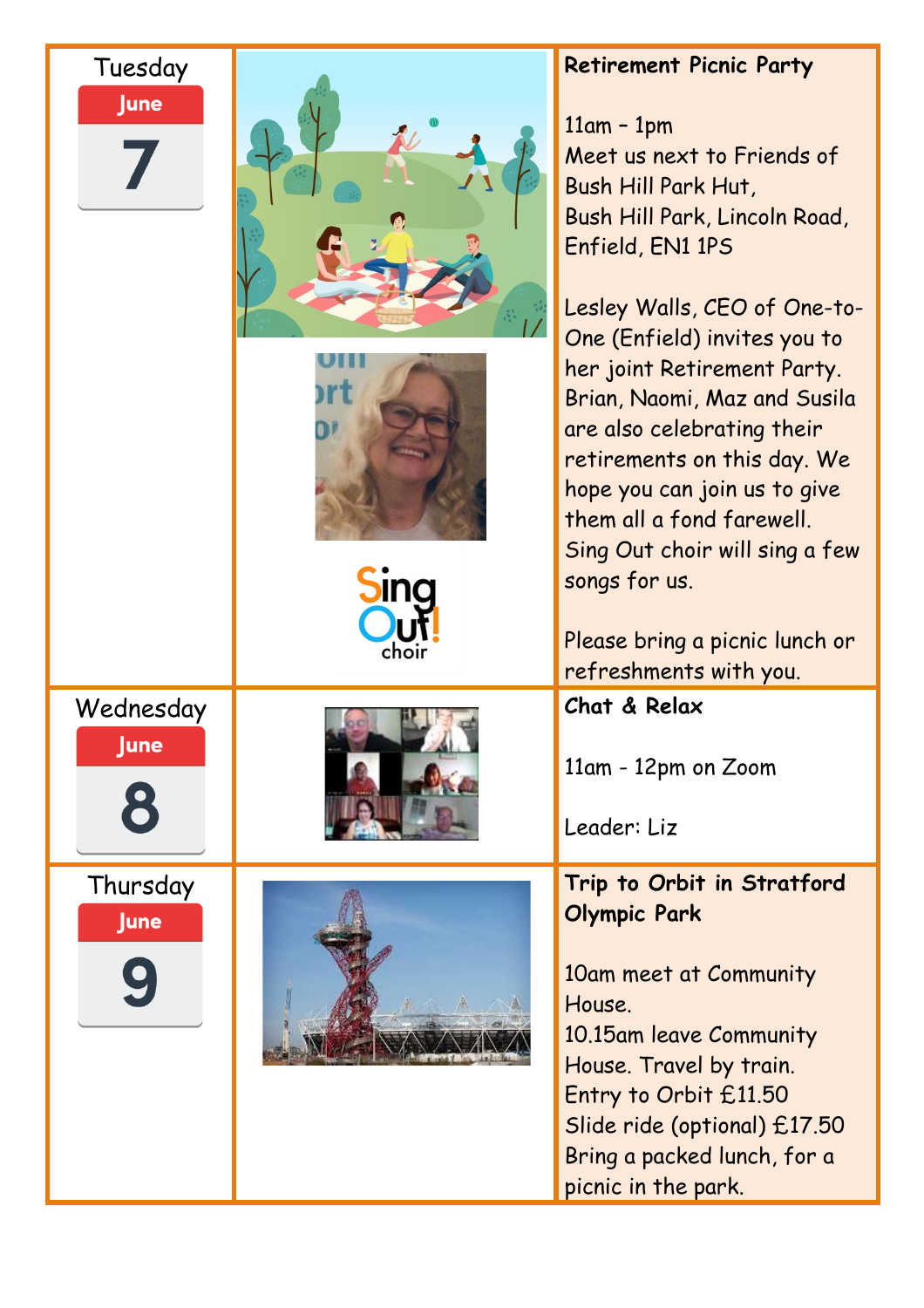| Day | Image | Details |
| --- | --- | --- |
| Tuesday June 7 | | **Retirement Picnic Party**<br><br>11am – 1pm<br>Meet us next to Friends of Bush Hill Park Hut,<br>Bush Hill Park, Lincoln Road, Enfield, EN1 1PS<br><br>Lesley Walls, CEO of One-to-One (Enfield) invites you to her joint Retirement Party. Brian, Naomi, Maz and Susila are also celebrating their retirements on this day. We hope you can join us to give them all a fond farewell. Sing Out choir will sing a few songs for us.<br><br>Please bring a picnic lunch or refreshments with you. |
| Wednesday June 8 | | **Chat & Relax**<br><br>11am - 12pm on Zoom<br><br>Leader: Liz |
| Thursday June 9 | | **Trip to Orbit in Stratford Olympic Park**<br><br>10am meet at Community House.<br>10.15am leave Community House. Travel by train.<br>Entry to Orbit £11.50<br>Slide ride (optional) £17.50<br>Bring a packed lunch, for a picnic in the park. |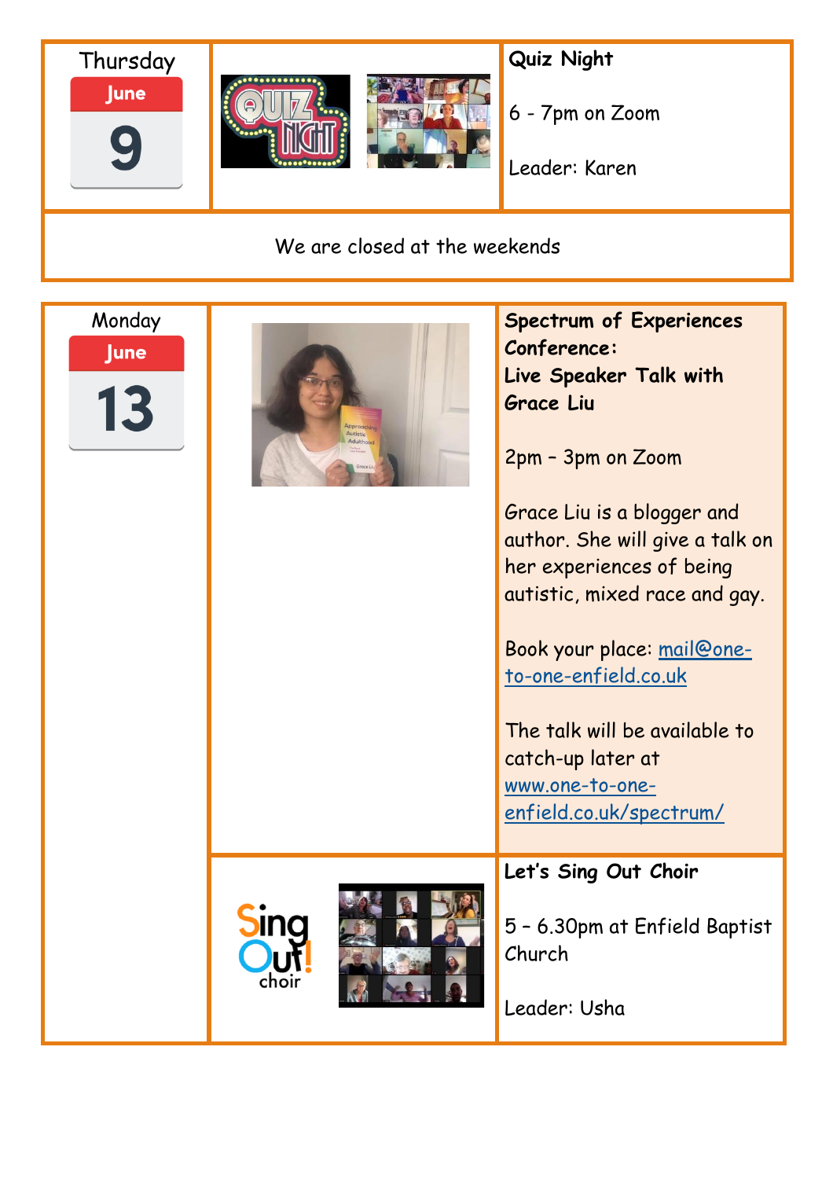| Date | | Event |
| --- | --- | --- |
| Thursday June 9 | | **Quiz Night**<br><br>6 - 7pm on Zoom<br><br>Leader: Karen |

We are closed at the weekends

| Date | | Event |
| --- | --- | --- |
| Monday June 13 | | **Spectrum of Experiences Conference: Live Speaker Talk with Grace Liu**<br><br>2pm – 3pm on Zoom<br><br>Grace Liu is a blogger and author. She will give a talk on her experiences of being autistic, mixed race and gay.<br><br>Book your place: mail@one-to-one-enfield.co.uk<br><br>The talk will be available to catch-up later at www.one-to-one-enfield.co.uk/spectrum/ |
| | | **Let's Sing Out Choir**<br><br>5 – 6.30pm at Enfield Baptist Church<br><br>Leader: Usha |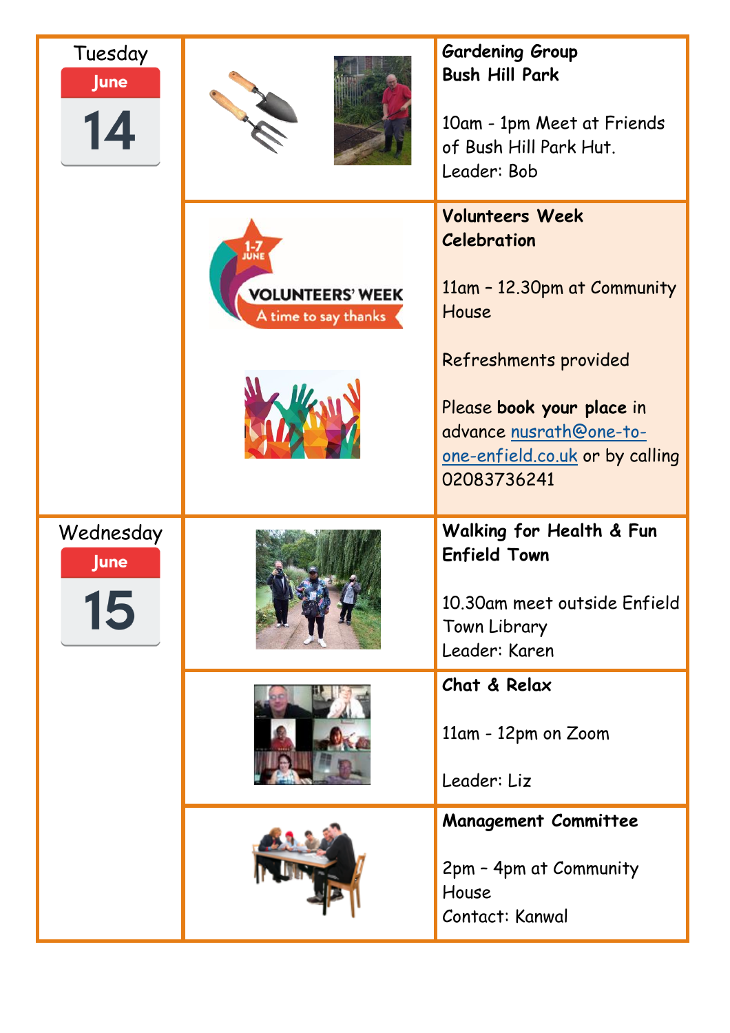| Date | | Event |
|---|---|---|
| Tuesday June 14 | | **Gardening Group Bush Hill Park**<br><br>10am - 1pm Meet at Friends of Bush Hill Park Hut.<br>Leader: Bob |
| | | **Volunteers Week Celebration**<br><br>11am – 12.30pm at Community House<br><br>Refreshments provided<br><br>Please **book your place** in advance nusrath@one-to-one-enfield.co.uk or by calling 02083736241 |
| Wednesday June 15 | | **Walking for Health & Fun Enfield Town**<br><br>10.30am meet outside Enfield Town Library<br>Leader: Karen |
| | | **Chat & Relax**<br><br>11am - 12pm on Zoom<br><br>Leader: Liz |
| | | **Management Committee**<br><br>2pm – 4pm at Community House<br>Contact: Kanwal |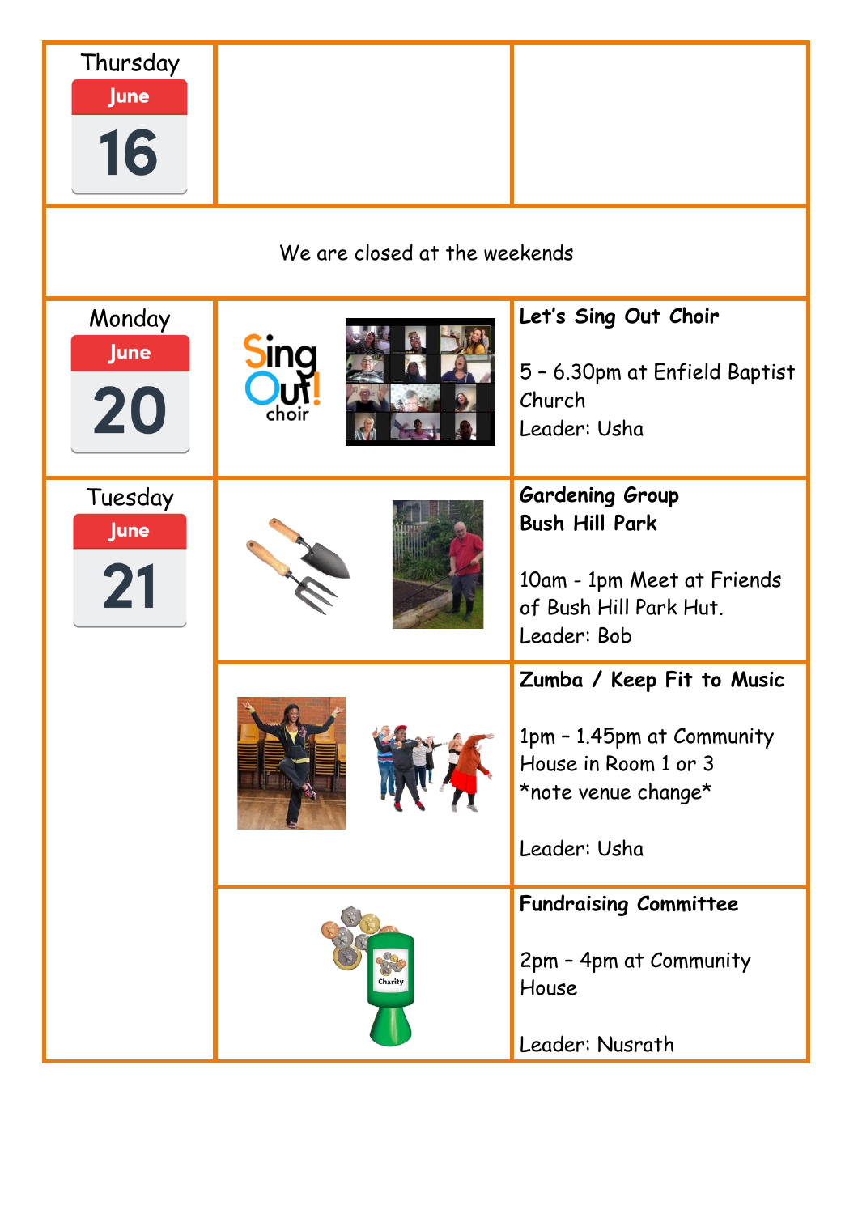| Day | Image | Activity |
| --- | --- | --- |
| Thursday June 16 | | |
| We are closed at the weekends | | |
| Monday June 20 | | **Let's Sing Out Choir**<br><br>5 – 6.30pm at Enfield Baptist Church<br>Leader: Usha |
| Tuesday June 21 | | **Gardening Group Bush Hill Park**<br><br>10am - 1pm Meet at Friends of Bush Hill Park Hut.<br>Leader: Bob |
| | | **Zumba / Keep Fit to Music**<br><br>1pm – 1.45pm at Community House in Room 1 or 3<br>*note venue change*<br><br>Leader: Usha |
| | | **Fundraising Committee**<br><br>2pm – 4pm at Community House<br><br>Leader: Nusrath |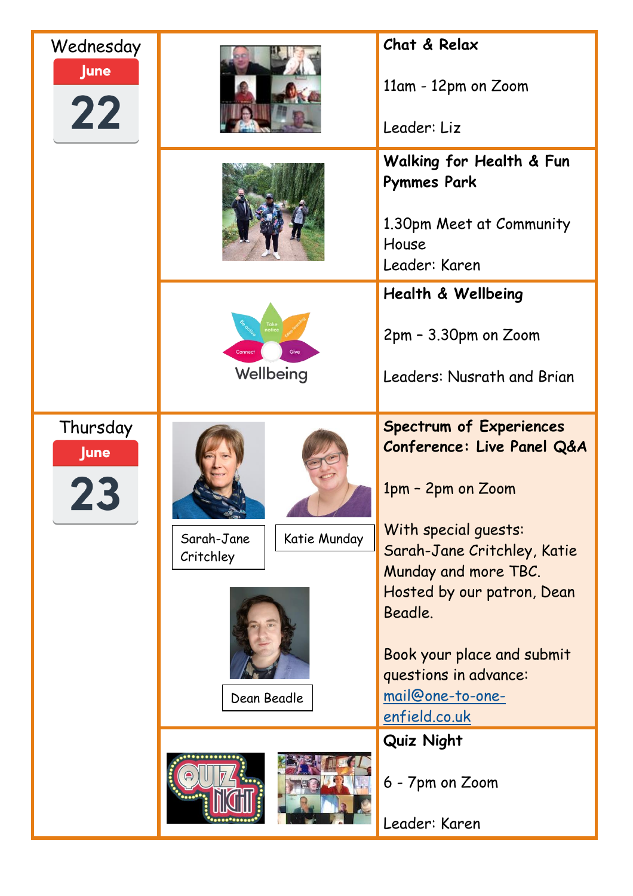| Day | | Event |
|---|---|---|
| Wednesday June 22 | | **Chat & Relax**<br><br>11am - 12pm on Zoom<br><br>Leader: Liz |
| | | **Walking for Health & Fun Pymmes Park**<br><br>1.30pm Meet at Community House<br>Leader: Karen |
| | Wellbeing | **Health & Wellbeing**<br><br>2pm – 3.30pm on Zoom<br><br>Leaders: Nusrath and Brian |
| Thursday June 23 | Sarah-Jane Critchley<br>Katie Munday<br>Dean Beadle | **Spectrum of Experiences Conference: Live Panel Q&A**<br><br>1pm – 2pm on Zoom<br><br>With special guests: Sarah-Jane Critchley, Katie Munday and more TBC.<br>Hosted by our patron, Dean Beadle.<br><br>Book your place and submit questions in advance: mail@one-to-one-enfield.co.uk |
| | | **Quiz Night**<br><br>6 - 7pm on Zoom<br><br>Leader: Karen |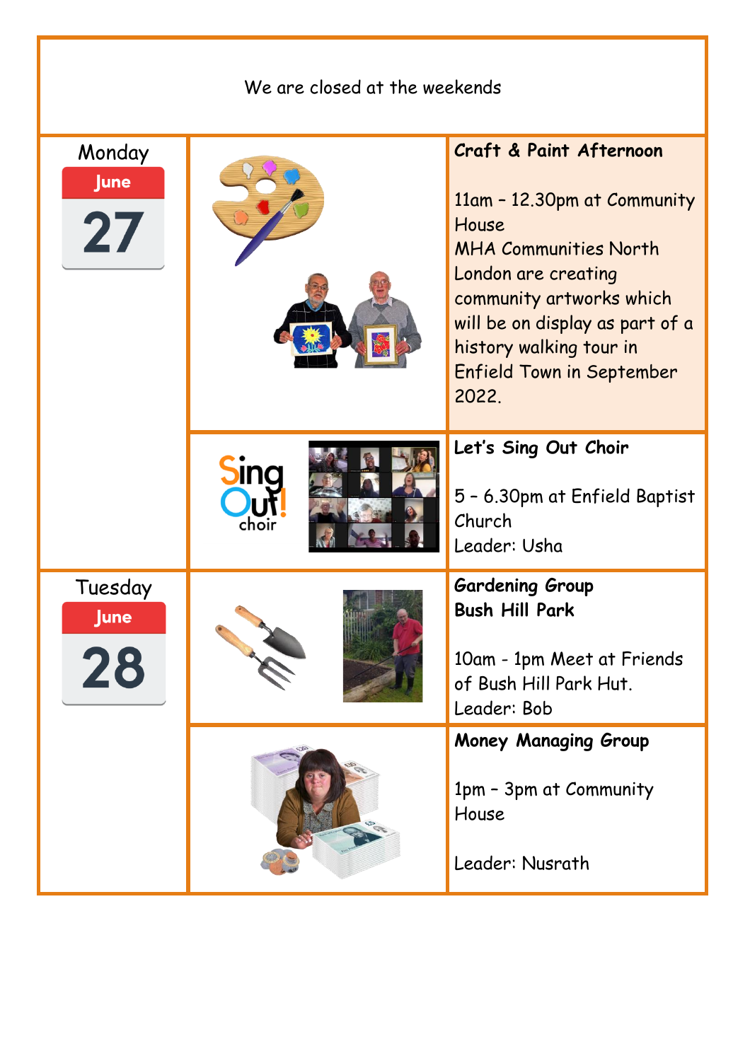We are closed at the weekends

| Day | Activity |
| --- | --- |
| Monday June 27 | **Craft & Paint Afternoon**<br><br>11am – 12.30pm at Community House<br>MHA Communities North London are creating community artworks which will be on display as part of a history walking tour in Enfield Town in September 2022. |
| | **Let's Sing Out Choir**<br><br>5 – 6.30pm at Enfield Baptist Church<br>Leader: Usha |
| Tuesday June 28 | **Gardening Group Bush Hill Park**<br><br>10am - 1pm Meet at Friends of Bush Hill Park Hut.<br>Leader: Bob |
| | **Money Managing Group**<br><br>1pm – 3pm at Community House<br><br>Leader: Nusrath |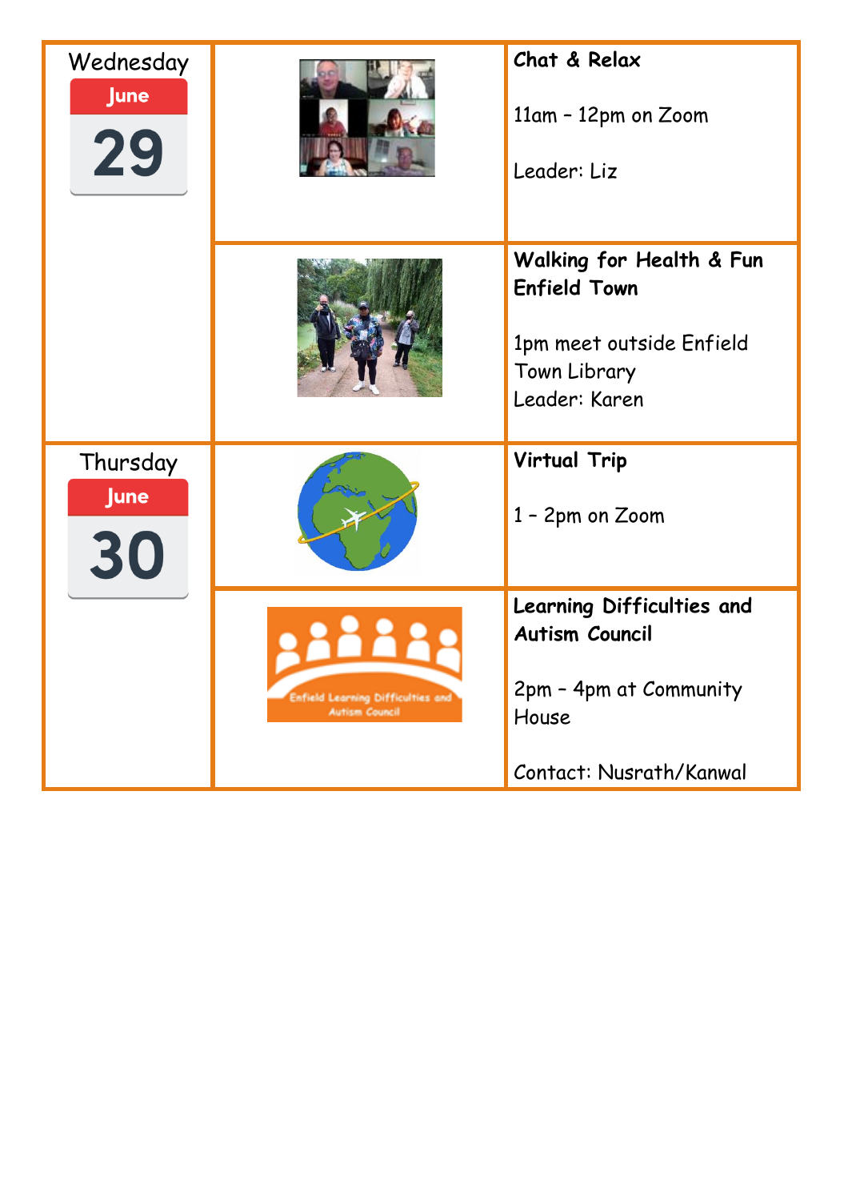| | | |
|---|---|---|
| Wednesday June 29 | | **Chat & Relax**<br><br>11am – 12pm on Zoom<br><br>Leader: Liz |
| | | **Walking for Health & Fun Enfield Town**<br><br>1pm meet outside Enfield Town Library<br>Leader: Karen |
| Thursday June 30 | | **Virtual Trip**<br><br>1 – 2pm on Zoom |
| | Enfield Learning Difficulties and Autism Council | **Learning Difficulties and Autism Council**<br><br>2pm – 4pm at Community House<br><br>Contact: Nusrath/Kanwal |